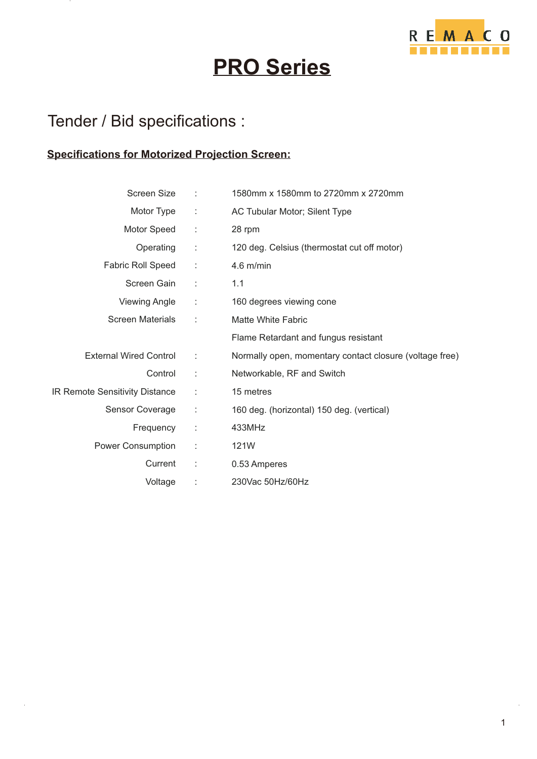# PRO Series

## Tender / Bid specifications :

**Specifications for Motorized Projection Screen:**

| | | |
|---|---|---|
| Screen Size | : | 1580mm x 1580mm to 2720mm x 2720mm |
| Motor Type | : | AC Tubular Motor; Silent Type |
| Motor Speed | : | 28 rpm |
| Operating | : | 120 deg. Celsius (thermostat cut off motor) |
| Fabric Roll Speed | : | 4.6 m/min |
| Screen Gain | : | 1.1 |
| Viewing Angle | : | 160 degrees viewing cone |
| Screen Materials | : | Matte White Fabric |
| | | Flame Retardant and fungus resistant |
| External Wired Control | : | Normally open, momentary contact closure (voltage free) |
| Control | : | Networkable, RF and Switch |
| IR Remote Sensitivity Distance | : | 15 metres |
| Sensor Coverage | : | 160 deg. (horizontal) 150 deg. (vertical) |
| Frequency | : | 433MHz |
| Power Consumption | : | 121W |
| Current | : | 0.53 Amperes |
| Voltage | : | 230Vac 50Hz/60Hz |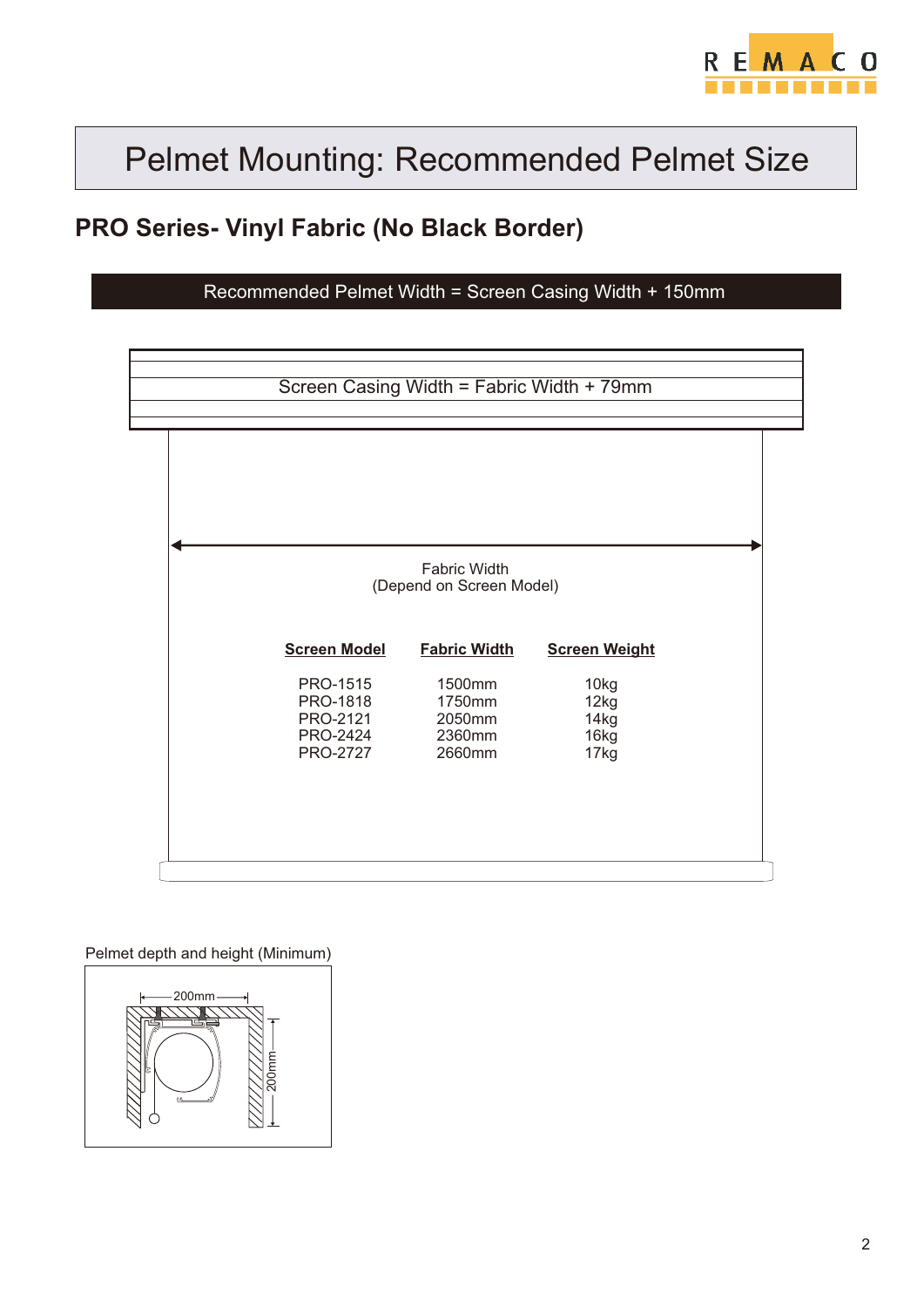# Pelmet Mounting: Recommended Pelmet Size

## PRO Series- Vinyl Fabric (No Black Border)

**Recommended Pelmet Width = Screen Casing Width + 150mm**

Screen Casing Width = Fabric Width + 79mm

Fabric Width
(Depend on Screen Model)

| Screen Model | Fabric Width | Screen Weight |
|---|---|---|
| PRO-1515 | 1500mm | 10kg |
| PRO-1818 | 1750mm | 12kg |
| PRO-2121 | 2050mm | 14kg |
| PRO-2424 | 2360mm | 16kg |
| PRO-2727 | 2660mm | 17kg |

Pelmet depth and height (Minimum)

200mm

200mm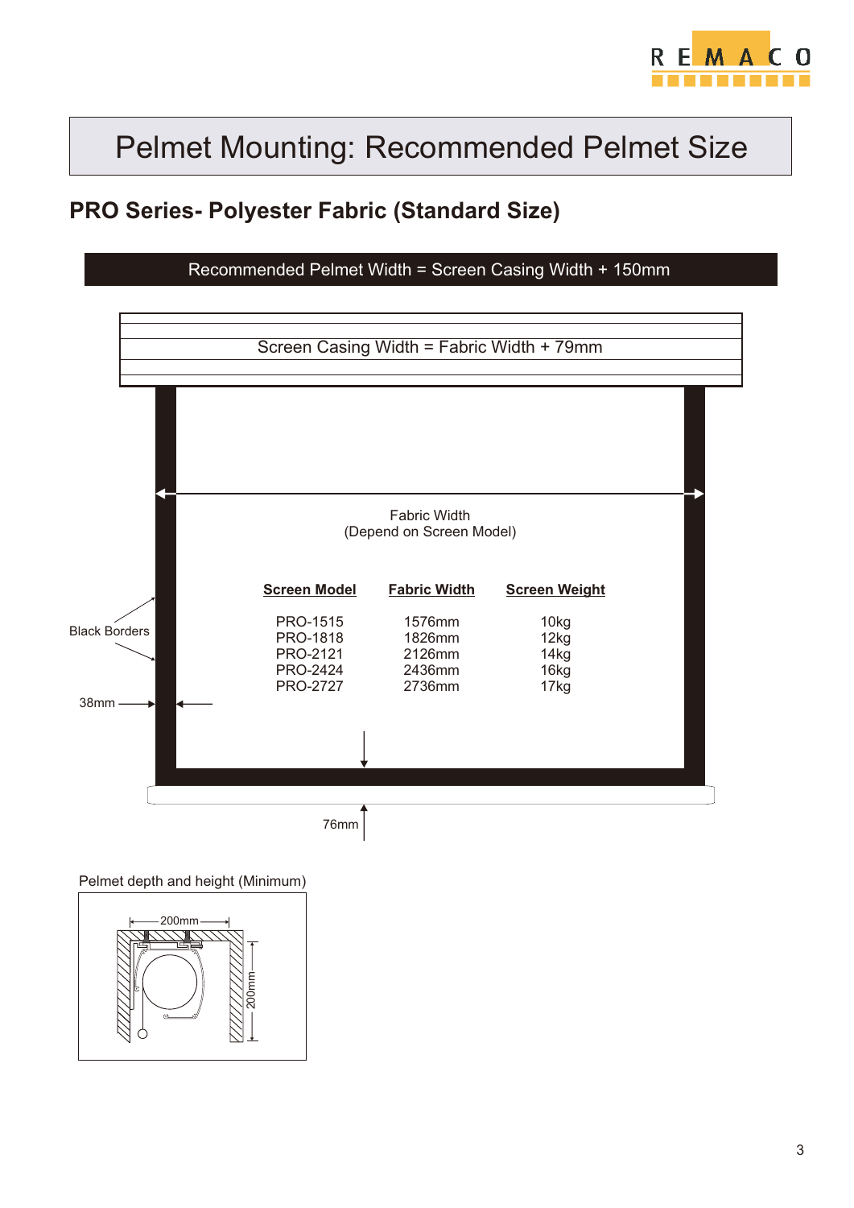# Pelmet Mounting: Recommended Pelmet Size

## PRO Series- Polyester Fabric (Standard Size)

**Recommended Pelmet Width = Screen Casing Width + 150mm**

Screen Casing Width = Fabric Width + 79mm

Fabric Width
(Depend on Screen Model)

| Screen Model | Fabric Width | Screen Weight |
|---|---|---|
| PRO-1515 | 1576mm | 10kg |
| PRO-1818 | 1826mm | 12kg |
| PRO-2121 | 2126mm | 14kg |
| PRO-2424 | 2436mm | 16kg |
| PRO-2727 | 2736mm | 17kg |

Black Borders

38mm

76mm

Pelmet depth and height (Minimum)

200mm

200mm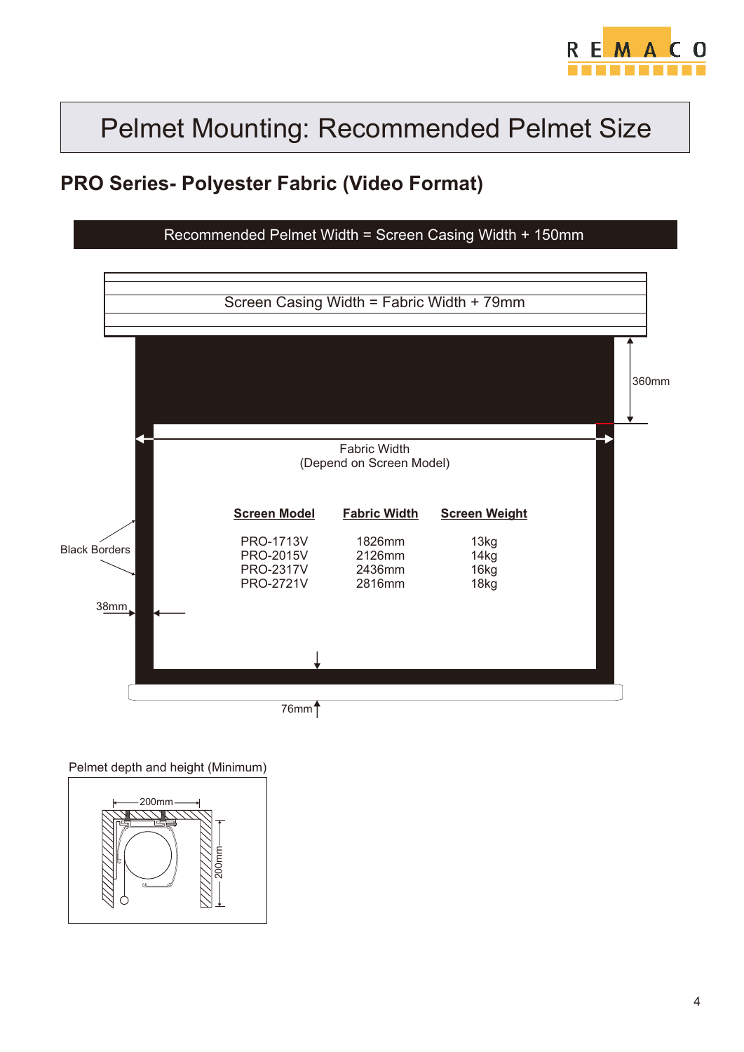# Pelmet Mounting: Recommended Pelmet Size

## PRO Series- Polyester Fabric (Video Format)

**Recommended Pelmet Width = Screen Casing Width + 150mm**

Screen Casing Width = Fabric Width + 79mm

360mm

Fabric Width
(Depend on Screen Model)

| Screen Model | Fabric Width | Screen Weight |
|---|---|---|
| PRO-1713V | 1826mm | 13kg |
| PRO-2015V | 2126mm | 14kg |
| PRO-2317V | 2436mm | 16kg |
| PRO-2721V | 2816mm | 18kg |

Black Borders

38mm

76mm

Pelmet depth and height (Minimum)

200mm

200mm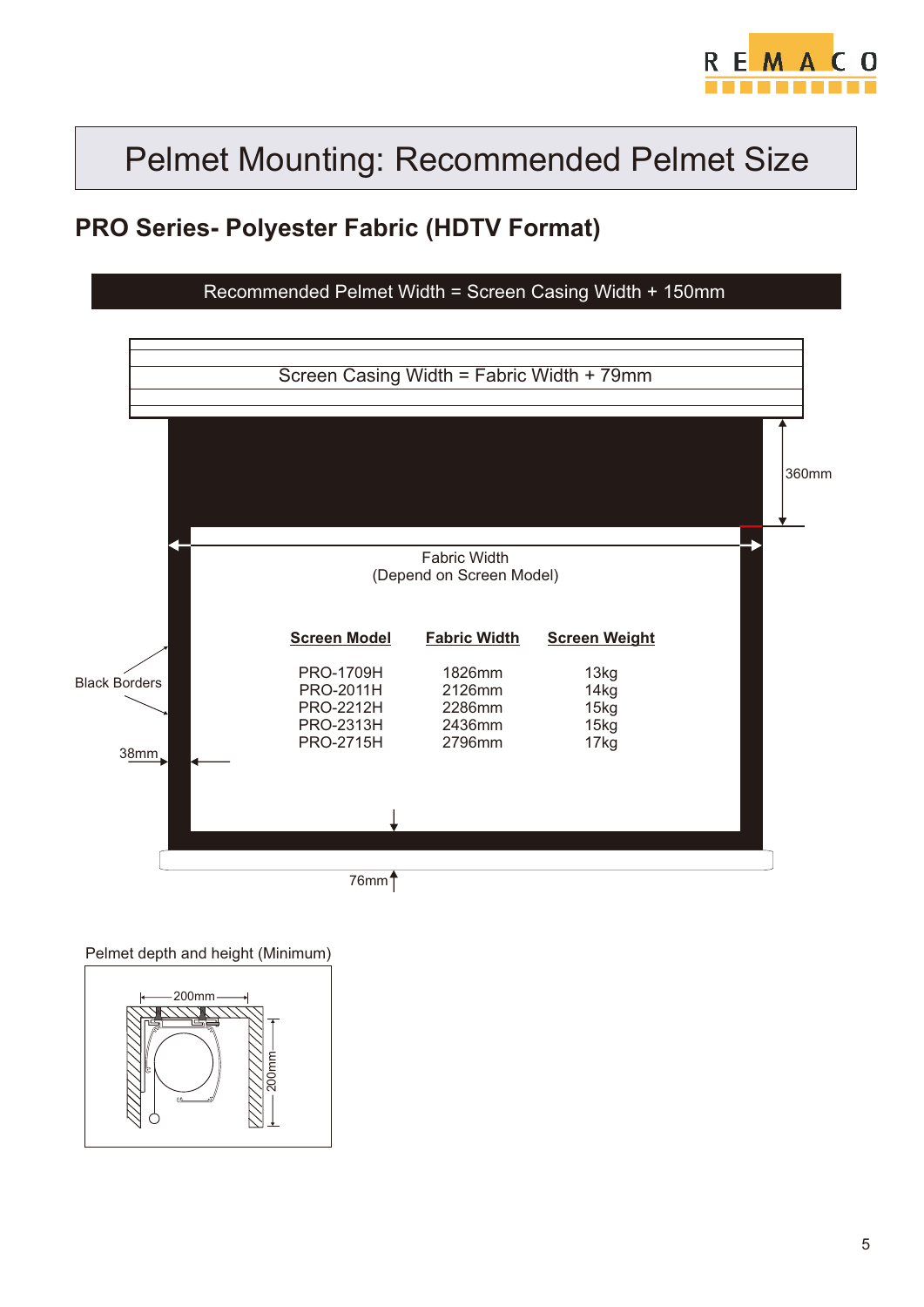# Pelmet Mounting: Recommended Pelmet Size

## PRO Series- Polyester Fabric (HDTV Format)

Recommended Pelmet Width = Screen Casing Width + 150mm

Screen Casing Width = Fabric Width + 79mm

360mm

Fabric Width
(Depend on Screen Model)

| Screen Model | Fabric Width | Screen Weight |
|---|---|---|
| PRO-1709H | 1826mm | 13kg |
| PRO-2011H | 2126mm | 14kg |
| PRO-2212H | 2286mm | 15kg |
| PRO-2313H | 2436mm | 15kg |
| PRO-2715H | 2796mm | 17kg |

Black Borders

38mm

76mm

Pelmet depth and height (Minimum)

200mm

200mm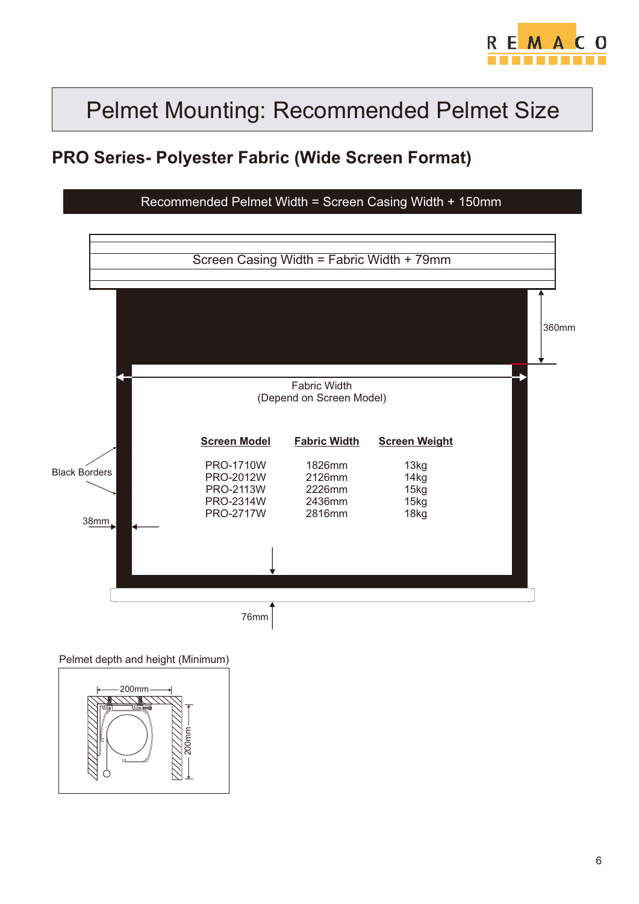# Pelmet Mounting: Recommended Pelmet Size

## PRO Series- Polyester Fabric (Wide Screen Format)

**Recommended Pelmet Width = Screen Casing Width + 150mm**

Screen Casing Width = Fabric Width + 79mm

360mm

Fabric Width
(Depend on Screen Model)

| Screen Model | Fabric Width | Screen Weight |
|---|---|---|
| PRO-1710W | 1826mm | 13kg |
| PRO-2012W | 2126mm | 14kg |
| PRO-2113W | 2226mm | 15kg |
| PRO-2314W | 2436mm | 15kg |
| PRO-2717W | 2816mm | 18kg |

Black Borders

38mm

76mm

Pelmet depth and height (Minimum)

200mm

200mm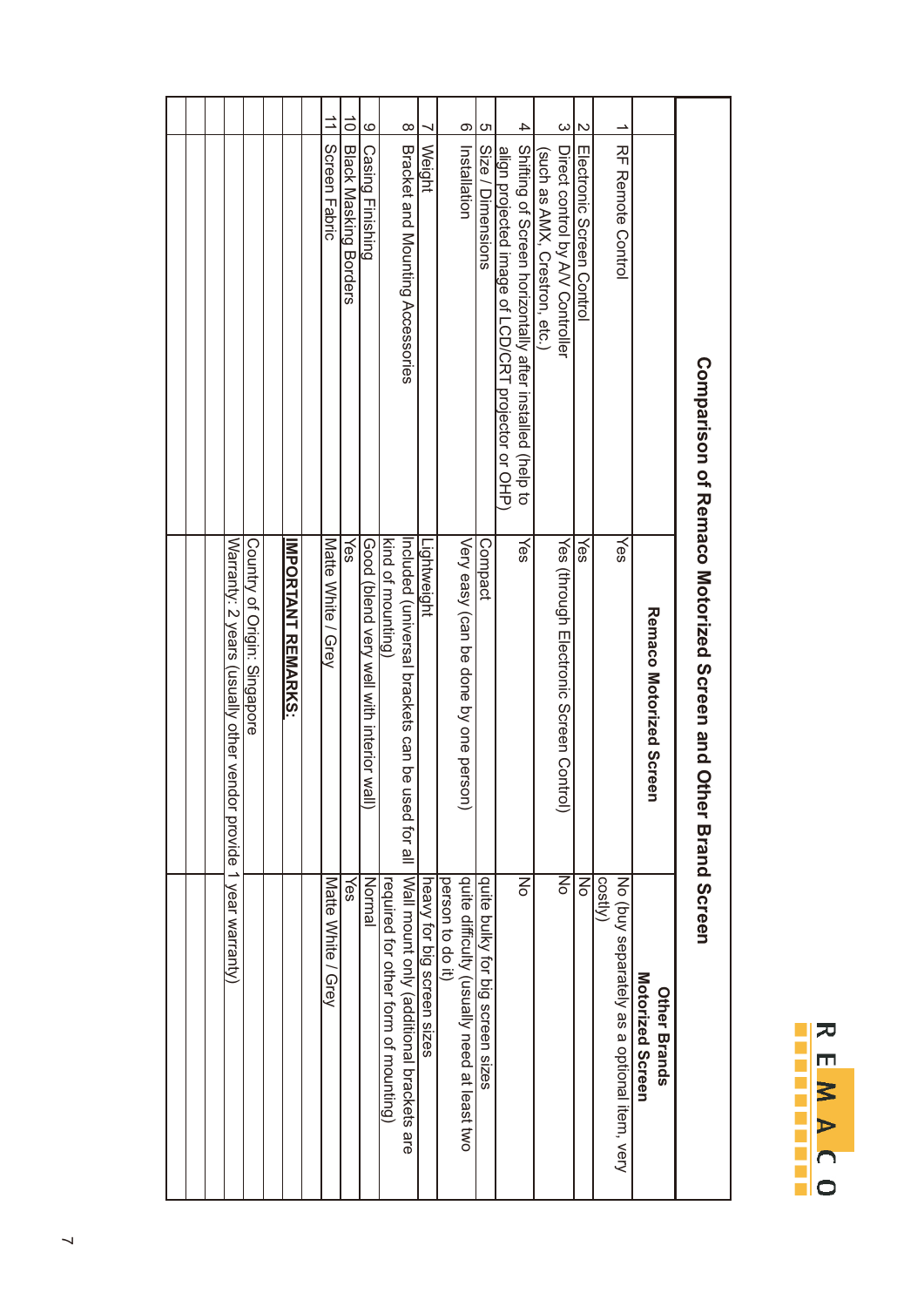# Comparison of Remaco Motorized Screen and Other Brand Screen

| | | Remaco Motorized Screen | Other Brands Motorized Screen |
|---|---|---|---|
| 1 | RF Remote Control | Yes | No (buy separately as a optional item, very costly) |
| 2 | Electronic Screen Control | Yes | No |
| 3 | Direct control by A/V Controller (such as AMX, Crestron, etc.) | Yes (through Electronic Screen Control) | No |
| 4 | Shifting of Screen horizontally after installed (help to align projected image of LCD/CRT projector or OHP) | Yes | No |
| 5 | Size / Dimensions | Compact | quite bulky for big screen sizes |
| 6 | Installation | Very easy (can be done by one person) | quite difficulty (usually need at least two person to do it) |
| 7 | Weight | Lightweight | heavy for big screen sizes |
| 8 | Bracket and Mounting Accessories | Included (universal brackets can be used for all kind of mounting) | Wall mount only (additional brackets are required for other form of mounting) |
| 9 | Casing Finishing | Good (blend very well with interior wall) | Normal |
| 10 | Black Masking Borders | Yes | Yes |
| 11 | Screen Fabric | Matte White / Grey | Matte White / Grey |
| | | | |
| | | **IMPORTANT REMARKS:** | |
| | | | |
| | | Country of Origin: Singapore | |
| | | Warranty: 2 years (usually other vendor provide 1 year warranty) | |
| | | | |
| | | | |
| | | | |